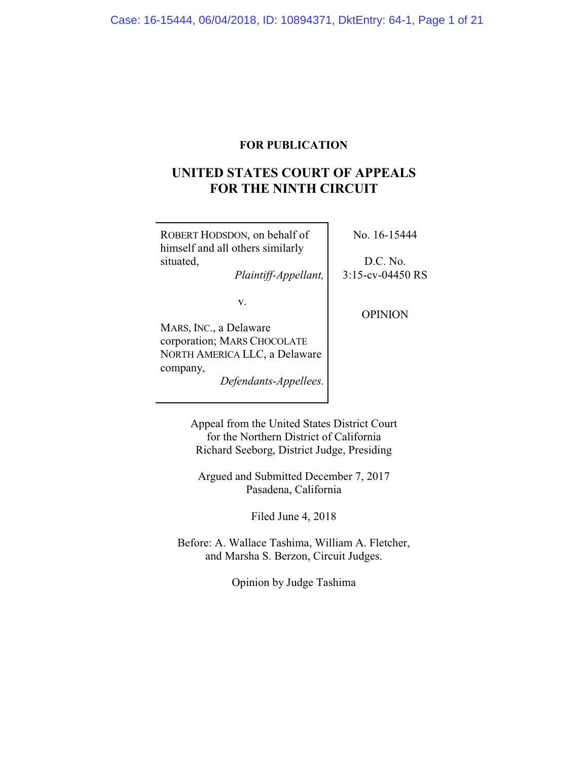**FOR PUBLICATION**

# UNITED STATES COURT OF APPEALS FOR THE NINTH CIRCUIT

ROBERT HODSDON, on behalf of himself and all others similarly situated,
*Plaintiff-Appellant,*

v.

MARS, INC., a Delaware corporation; MARS CHOCOLATE NORTH AMERICA LLC, a Delaware company,
*Defendants-Appellees.*

No. 16-15444

D.C. No. 3:15-cv-04450 RS

OPINION

Appeal from the United States District Court for the Northern District of California
Richard Seeborg, District Judge, Presiding

Argued and Submitted December 7, 2017
Pasadena, California

Filed June 4, 2018

Before: A. Wallace Tashima, William A. Fletcher, and Marsha S. Berzon, Circuit Judges.

Opinion by Judge Tashima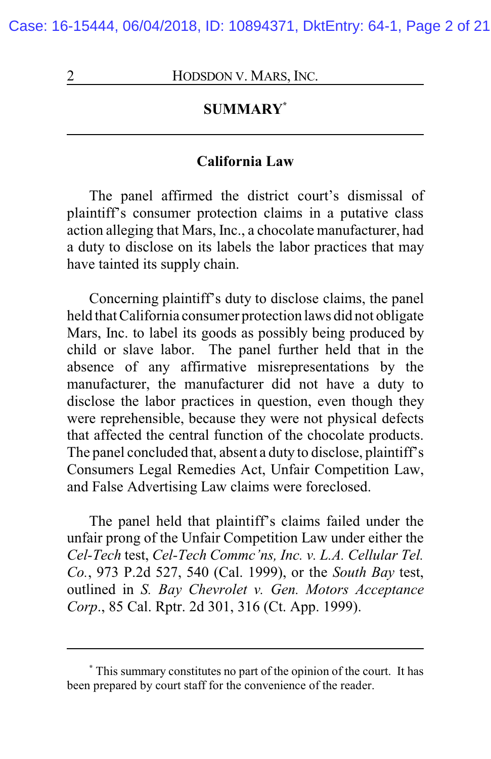## SUMMARY[*]

### California Law

The panel affirmed the district court's dismissal of plaintiff's consumer protection claims in a putative class action alleging that Mars, Inc., a chocolate manufacturer, had a duty to disclose on its labels the labor practices that may have tainted its supply chain.

Concerning plaintiff's duty to disclose claims, the panel held that California consumer protection laws did not obligate Mars, Inc. to label its goods as possibly being produced by child or slave labor. The panel further held that in the absence of any affirmative misrepresentations by the manufacturer, the manufacturer did not have a duty to disclose the labor practices in question, even though they were reprehensible, because they were not physical defects that affected the central function of the chocolate products. The panel concluded that, absent a duty to disclose, plaintiff's Consumers Legal Remedies Act, Unfair Competition Law, and False Advertising Law claims were foreclosed.

The panel held that plaintiff's claims failed under the unfair prong of the Unfair Competition Law under either the *Cel-Tech* test, *Cel-Tech Commc'ns, Inc. v. L.A. Cellular Tel. Co.*, 973 P.2d 527, 540 (Cal. 1999), or the *South Bay* test, outlined in *S. Bay Chevrolet v. Gen. Motors Acceptance Corp*., 85 Cal. Rptr. 2d 301, 316 (Ct. App. 1999).

---

[*] This summary constitutes no part of the opinion of the court. It has been prepared by court staff for the convenience of the reader.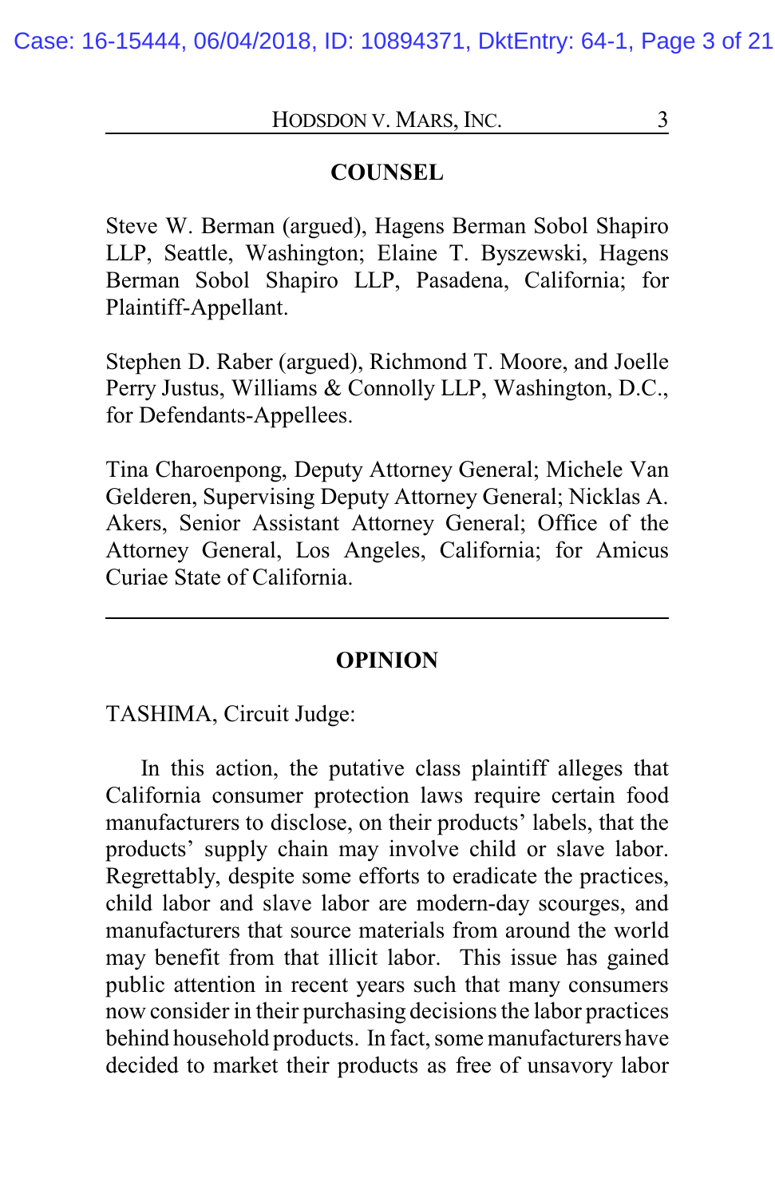## COUNSEL

Steve W. Berman (argued), Hagens Berman Sobol Shapiro LLP, Seattle, Washington; Elaine T. Byszewski, Hagens Berman Sobol Shapiro LLP, Pasadena, California; for Plaintiff-Appellant.

Stephen D. Raber (argued), Richmond T. Moore, and Joelle Perry Justus, Williams & Connolly LLP, Washington, D.C., for Defendants-Appellees.

Tina Charoenpong, Deputy Attorney General; Michele Van Gelderen, Supervising Deputy Attorney General; Nicklas A. Akers, Senior Assistant Attorney General; Office of the Attorney General, Los Angeles, California; for Amicus Curiae State of California.

---

## OPINION

TASHIMA, Circuit Judge:

In this action, the putative class plaintiff alleges that California consumer protection laws require certain food manufacturers to disclose, on their products' labels, that the products' supply chain may involve child or slave labor. Regrettably, despite some efforts to eradicate the practices, child labor and slave labor are modern-day scourges, and manufacturers that source materials from around the world may benefit from that illicit labor. This issue has gained public attention in recent years such that many consumers now consider in their purchasing decisions the labor practices behind household products. In fact, some manufacturers have decided to market their products as free of unsavory labor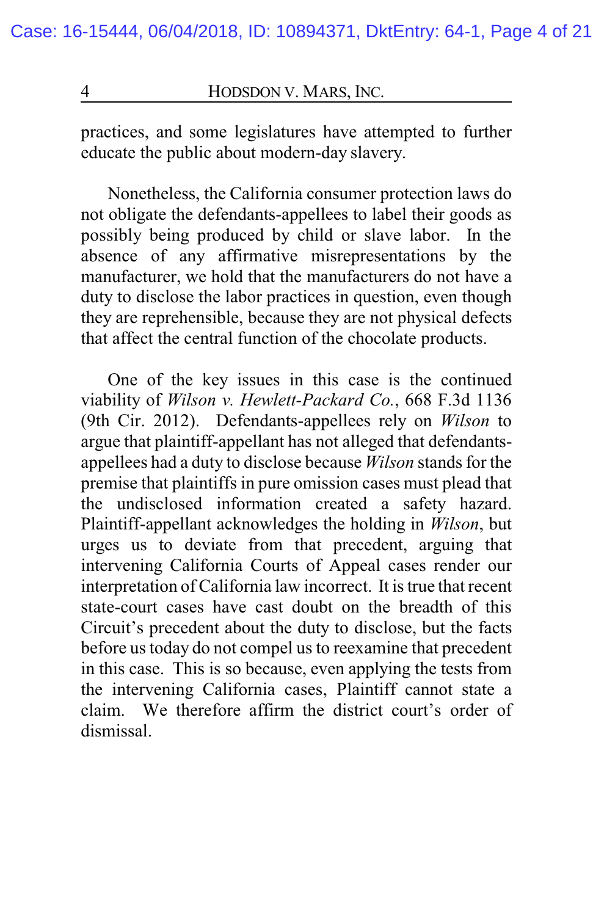practices, and some legislatures have attempted to further educate the public about modern-day slavery.

Nonetheless, the California consumer protection laws do not obligate the defendants-appellees to label their goods as possibly being produced by child or slave labor. In the absence of any affirmative misrepresentations by the manufacturer, we hold that the manufacturers do not have a duty to disclose the labor practices in question, even though they are reprehensible, because they are not physical defects that affect the central function of the chocolate products.

One of the key issues in this case is the continued viability of *Wilson v. Hewlett-Packard Co.*, 668 F.3d 1136 (9th Cir. 2012). Defendants-appellees rely on *Wilson* to argue that plaintiff-appellant has not alleged that defendants-appellees had a duty to disclose because *Wilson* stands for the premise that plaintiffs in pure omission cases must plead that the undisclosed information created a safety hazard. Plaintiff-appellant acknowledges the holding in *Wilson*, but urges us to deviate from that precedent, arguing that intervening California Courts of Appeal cases render our interpretation of California law incorrect. It is true that recent state-court cases have cast doubt on the breadth of this Circuit's precedent about the duty to disclose, but the facts before us today do not compel us to reexamine that precedent in this case. This is so because, even applying the tests from the intervening California cases, Plaintiff cannot state a claim. We therefore affirm the district court's order of dismissal.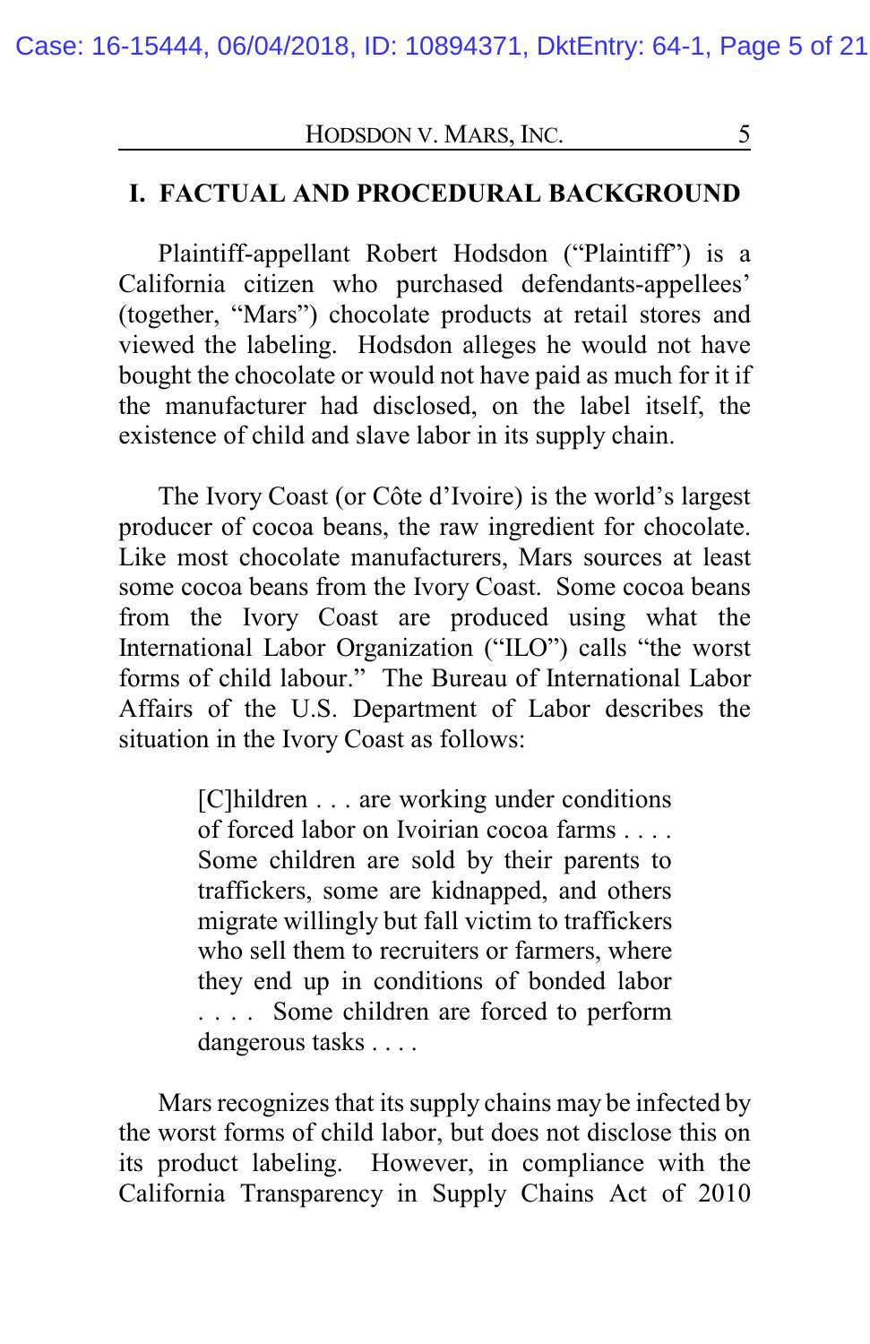## I. FACTUAL AND PROCEDURAL BACKGROUND

Plaintiff-appellant Robert Hodsdon ("Plaintiff") is a California citizen who purchased defendants-appellees' (together, "Mars") chocolate products at retail stores and viewed the labeling. Hodsdon alleges he would not have bought the chocolate or would not have paid as much for it if the manufacturer had disclosed, on the label itself, the existence of child and slave labor in its supply chain.

The Ivory Coast (or Côte d'Ivoire) is the world's largest producer of cocoa beans, the raw ingredient for chocolate. Like most chocolate manufacturers, Mars sources at least some cocoa beans from the Ivory Coast. Some cocoa beans from the Ivory Coast are produced using what the International Labor Organization ("ILO") calls "the worst forms of child labour." The Bureau of International Labor Affairs of the U.S. Department of Labor describes the situation in the Ivory Coast as follows:

> [C]hildren . . . are working under conditions of forced labor on Ivoirian cocoa farms . . . . Some children are sold by their parents to traffickers, some are kidnapped, and others migrate willingly but fall victim to traffickers who sell them to recruiters or farmers, where they end up in conditions of bonded labor . . . . Some children are forced to perform dangerous tasks . . . .

Mars recognizes that its supply chains may be infected by the worst forms of child labor, but does not disclose this on its product labeling. However, in compliance with the California Transparency in Supply Chains Act of 2010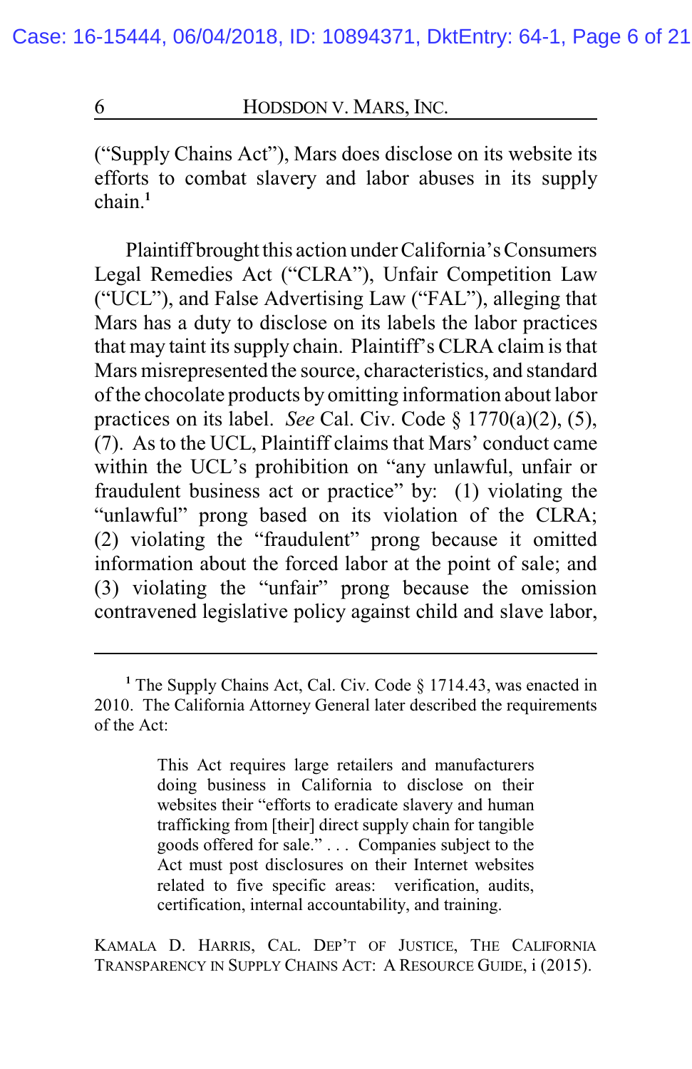("Supply Chains Act"), Mars does disclose on its website its efforts to combat slavery and labor abuses in its supply chain.[1]

Plaintiff brought this action under California's Consumers Legal Remedies Act ("CLRA"), Unfair Competition Law ("UCL"), and False Advertising Law ("FAL"), alleging that Mars has a duty to disclose on its labels the labor practices that may taint its supply chain. Plaintiff's CLRA claim is that Mars misrepresented the source, characteristics, and standard of the chocolate products by omitting information about labor practices on its label. *See* Cal. Civ. Code § 1770(a)(2), (5), (7). As to the UCL, Plaintiff claims that Mars' conduct came within the UCL's prohibition on "any unlawful, unfair or fraudulent business act or practice" by: (1) violating the "unlawful" prong based on its violation of the CLRA; (2) violating the "fraudulent" prong because it omitted information about the forced labor at the point of sale; and (3) violating the "unfair" prong because the omission contravened legislative policy against child and slave labor,

---

[1] The Supply Chains Act, Cal. Civ. Code § 1714.43, was enacted in 2010. The California Attorney General later described the requirements of the Act:

> This Act requires large retailers and manufacturers doing business in California to disclose on their websites their "efforts to eradicate slavery and human trafficking from [their] direct supply chain for tangible goods offered for sale." . . . Companies subject to the Act must post disclosures on their Internet websites related to five specific areas: verification, audits, certification, internal accountability, and training.

KAMALA D. HARRIS, CAL. DEP'T OF JUSTICE, THE CALIFORNIA TRANSPARENCY IN SUPPLY CHAINS ACT: A RESOURCE GUIDE, i (2015).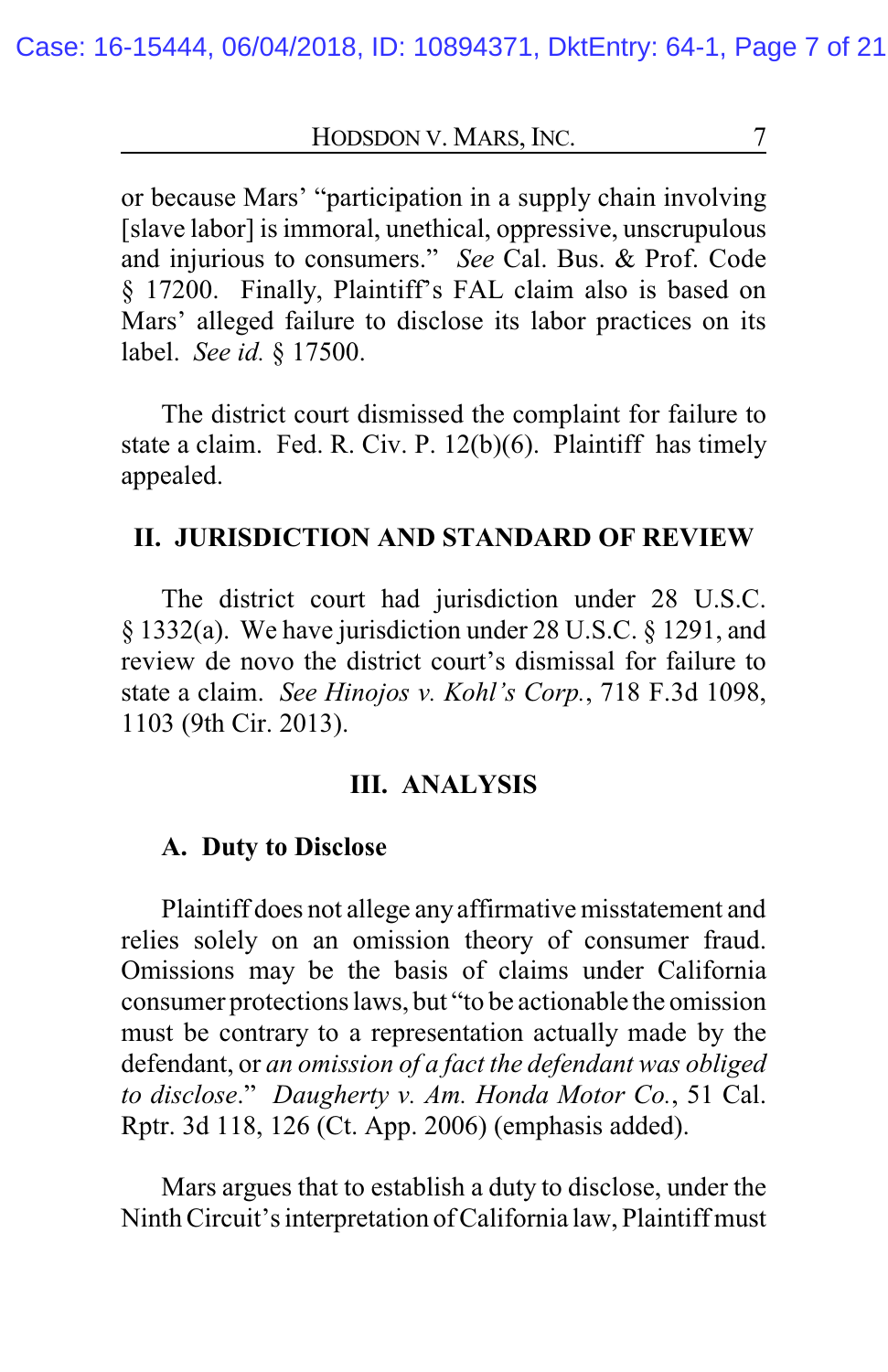or because Mars' "participation in a supply chain involving [slave labor] is immoral, unethical, oppressive, unscrupulous and injurious to consumers." *See* Cal. Bus. & Prof. Code § 17200. Finally, Plaintiff's FAL claim also is based on Mars' alleged failure to disclose its labor practices on its label. *See id.* § 17500.

The district court dismissed the complaint for failure to state a claim. Fed. R. Civ. P. 12(b)(6). Plaintiff has timely appealed.

## II. JURISDICTION AND STANDARD OF REVIEW

The district court had jurisdiction under 28 U.S.C. § 1332(a). We have jurisdiction under 28 U.S.C. § 1291, and review de novo the district court's dismissal for failure to state a claim. *See Hinojos v. Kohl's Corp.*, 718 F.3d 1098, 1103 (9th Cir. 2013).

## III. ANALYSIS

### A. Duty to Disclose

Plaintiff does not allege any affirmative misstatement and relies solely on an omission theory of consumer fraud. Omissions may be the basis of claims under California consumer protections laws, but "to be actionable the omission must be contrary to a representation actually made by the defendant, or *an omission of a fact the defendant was obliged to disclose*." *Daugherty v. Am. Honda Motor Co.*, 51 Cal. Rptr. 3d 118, 126 (Ct. App. 2006) (emphasis added).

Mars argues that to establish a duty to disclose, under the Ninth Circuit's interpretation of California law, Plaintiff must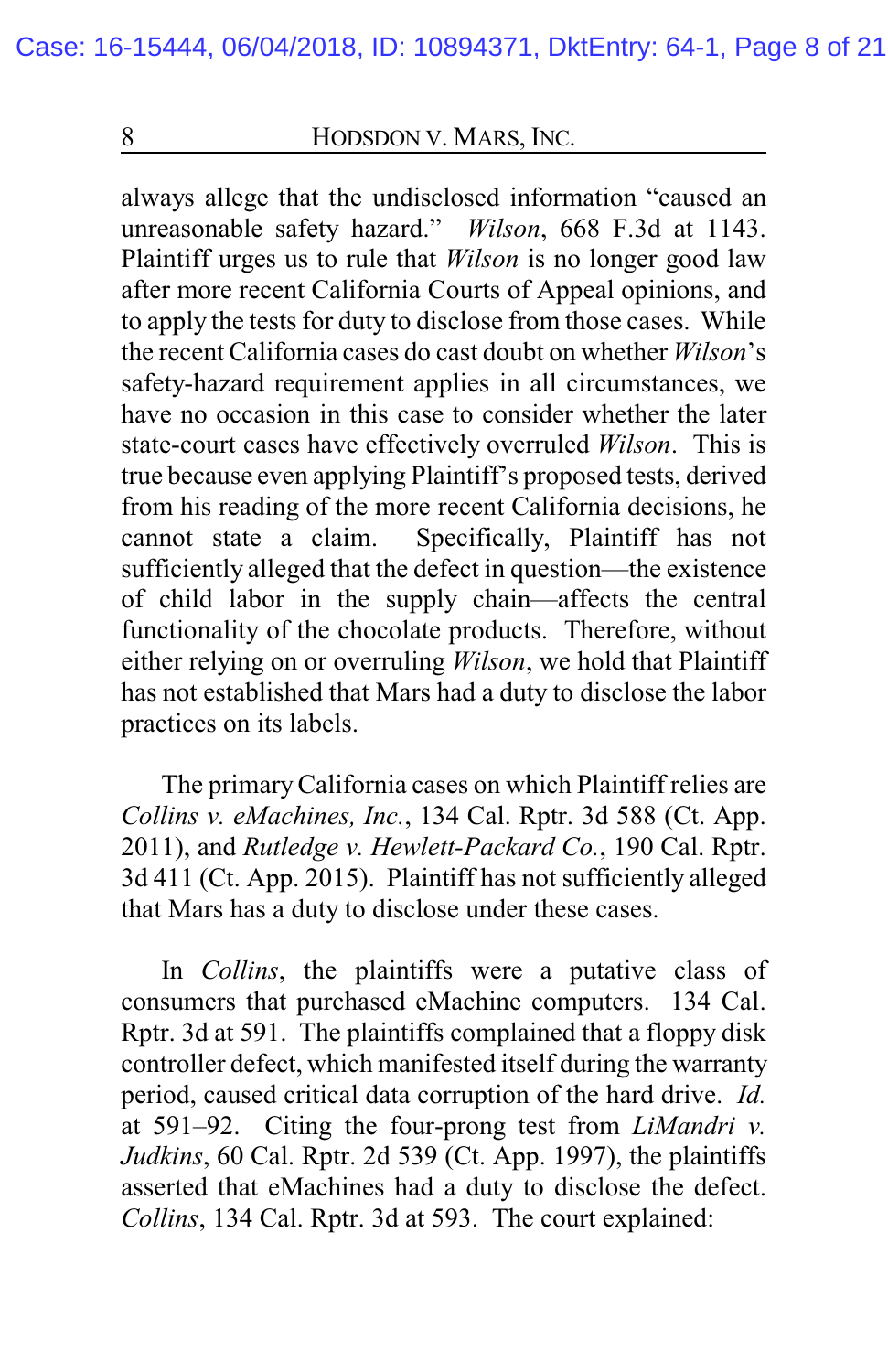always allege that the undisclosed information "caused an unreasonable safety hazard." *Wilson*, 668 F.3d at 1143. Plaintiff urges us to rule that *Wilson* is no longer good law after more recent California Courts of Appeal opinions, and to apply the tests for duty to disclose from those cases. While the recent California cases do cast doubt on whether *Wilson*'s safety-hazard requirement applies in all circumstances, we have no occasion in this case to consider whether the later state-court cases have effectively overruled *Wilson*. This is true because even applying Plaintiff's proposed tests, derived from his reading of the more recent California decisions, he cannot state a claim. Specifically, Plaintiff has not sufficiently alleged that the defect in question—the existence of child labor in the supply chain—affects the central functionality of the chocolate products. Therefore, without either relying on or overruling *Wilson*, we hold that Plaintiff has not established that Mars had a duty to disclose the labor practices on its labels.

The primary California cases on which Plaintiff relies are *Collins v. eMachines, Inc.*, 134 Cal. Rptr. 3d 588 (Ct. App. 2011), and *Rutledge v. Hewlett-Packard Co.*, 190 Cal. Rptr. 3d 411 (Ct. App. 2015). Plaintiff has not sufficiently alleged that Mars has a duty to disclose under these cases.

In *Collins*, the plaintiffs were a putative class of consumers that purchased eMachine computers. 134 Cal. Rptr. 3d at 591. The plaintiffs complained that a floppy disk controller defect, which manifested itself during the warranty period, caused critical data corruption of the hard drive. *Id.* at 591–92. Citing the four-prong test from *LiMandri v. Judkins*, 60 Cal. Rptr. 2d 539 (Ct. App. 1997), the plaintiffs asserted that eMachines had a duty to disclose the defect. *Collins*, 134 Cal. Rptr. 3d at 593. The court explained: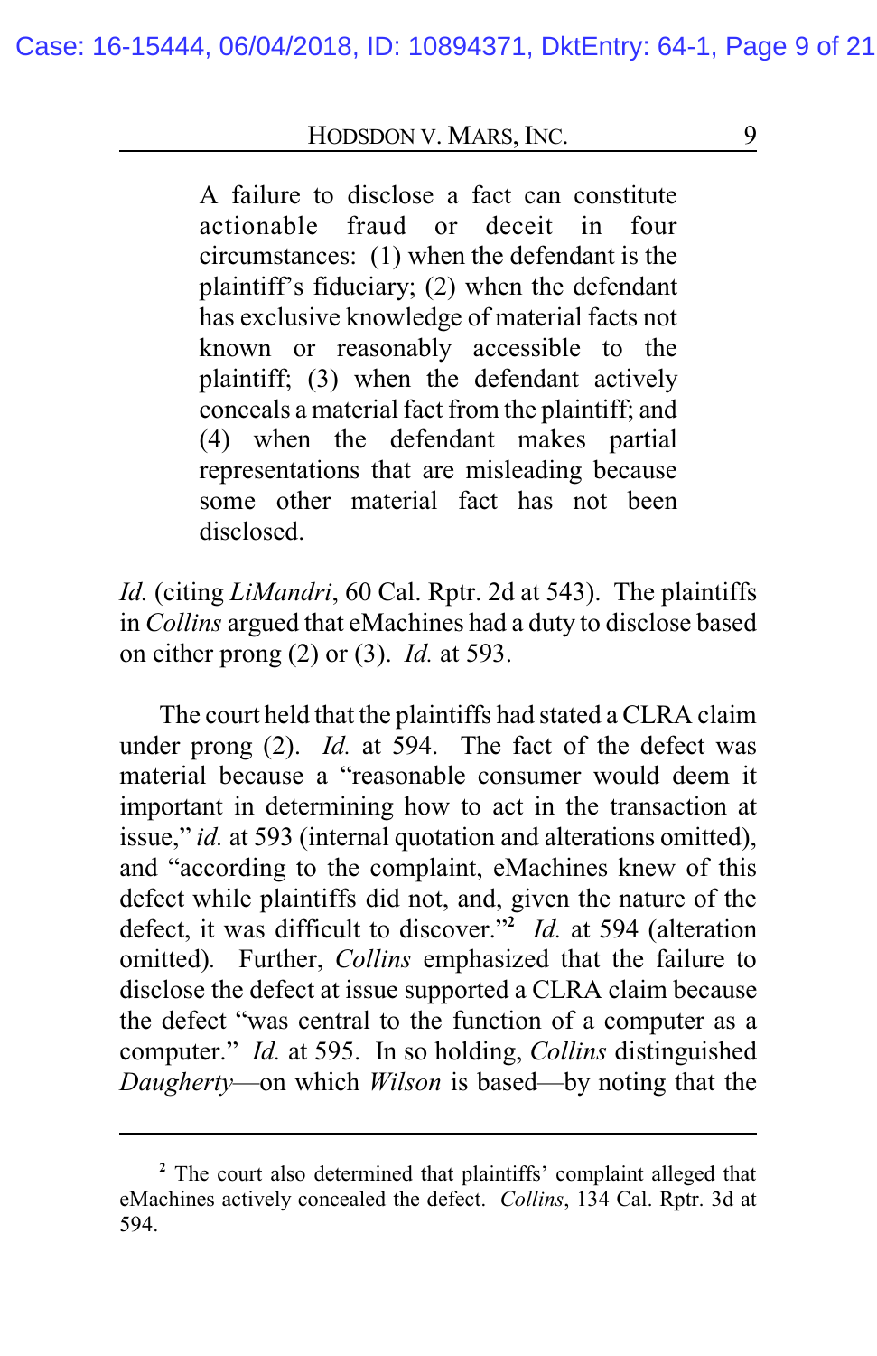> A failure to disclose a fact can constitute actionable fraud or deceit in four circumstances: (1) when the defendant is the plaintiff's fiduciary; (2) when the defendant has exclusive knowledge of material facts not known or reasonably accessible to the plaintiff; (3) when the defendant actively conceals a material fact from the plaintiff; and (4) when the defendant makes partial representations that are misleading because some other material fact has not been disclosed.

*Id.* (citing *LiMandri*, 60 Cal. Rptr. 2d at 543). The plaintiffs in *Collins* argued that eMachines had a duty to disclose based on either prong (2) or (3). *Id.* at 593.

The court held that the plaintiffs had stated a CLRA claim under prong (2). *Id.* at 594. The fact of the defect was material because a "reasonable consumer would deem it important in determining how to act in the transaction at issue," *id.* at 593 (internal quotation and alterations omitted), and "according to the complaint, eMachines knew of this defect while plaintiffs did not, and, given the nature of the defect, it was difficult to discover."[2] *Id.* at 594 (alteration omitted). Further, *Collins* emphasized that the failure to disclose the defect at issue supported a CLRA claim because the defect "was central to the function of a computer as a computer." *Id.* at 595. In so holding, *Collins* distinguished *Daugherty*—on which *Wilson* is based—by noting that the

---

[2] The court also determined that plaintiffs' complaint alleged that eMachines actively concealed the defect. *Collins*, 134 Cal. Rptr. 3d at 594.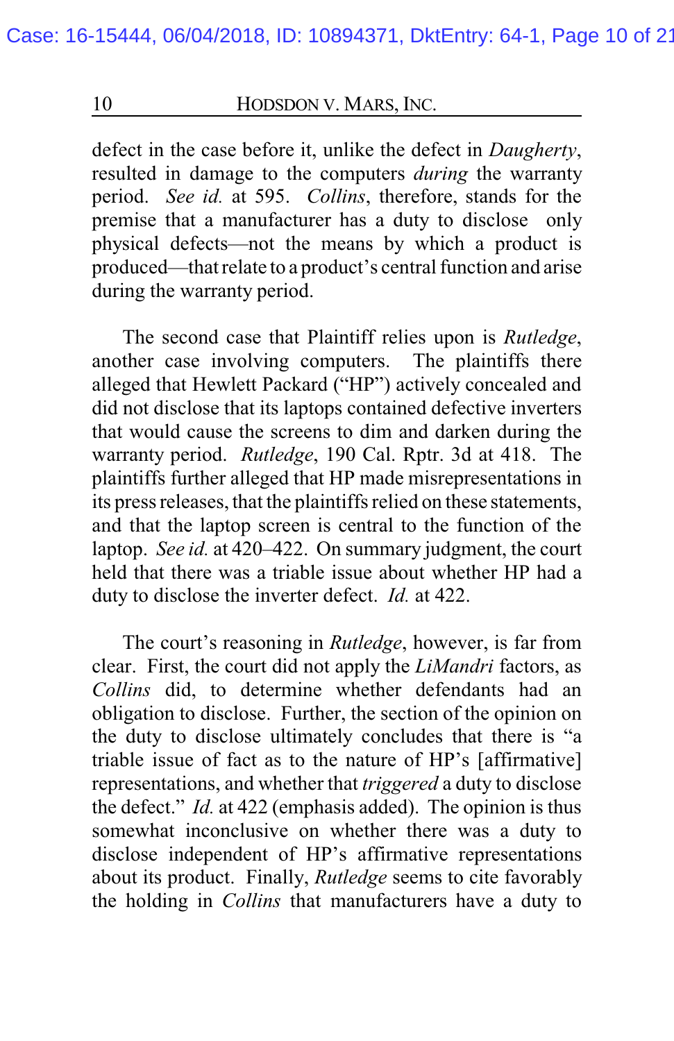defect in the case before it, unlike the defect in *Daugherty*, resulted in damage to the computers *during* the warranty period. *See id.* at 595. *Collins*, therefore, stands for the premise that a manufacturer has a duty to disclose only physical defects—not the means by which a product is produced—that relate to a product's central function and arise during the warranty period.

The second case that Plaintiff relies upon is *Rutledge*, another case involving computers. The plaintiffs there alleged that Hewlett Packard ("HP") actively concealed and did not disclose that its laptops contained defective inverters that would cause the screens to dim and darken during the warranty period. *Rutledge*, 190 Cal. Rptr. 3d at 418. The plaintiffs further alleged that HP made misrepresentations in its press releases, that the plaintiffs relied on these statements, and that the laptop screen is central to the function of the laptop. *See id.* at 420–422. On summary judgment, the court held that there was a triable issue about whether HP had a duty to disclose the inverter defect. *Id.* at 422.

The court's reasoning in *Rutledge*, however, is far from clear. First, the court did not apply the *LiMandri* factors, as *Collins* did, to determine whether defendants had an obligation to disclose. Further, the section of the opinion on the duty to disclose ultimately concludes that there is "a triable issue of fact as to the nature of HP's [affirmative] representations, and whether that *triggered* a duty to disclose the defect." *Id.* at 422 (emphasis added). The opinion is thus somewhat inconclusive on whether there was a duty to disclose independent of HP's affirmative representations about its product. Finally, *Rutledge* seems to cite favorably the holding in *Collins* that manufacturers have a duty to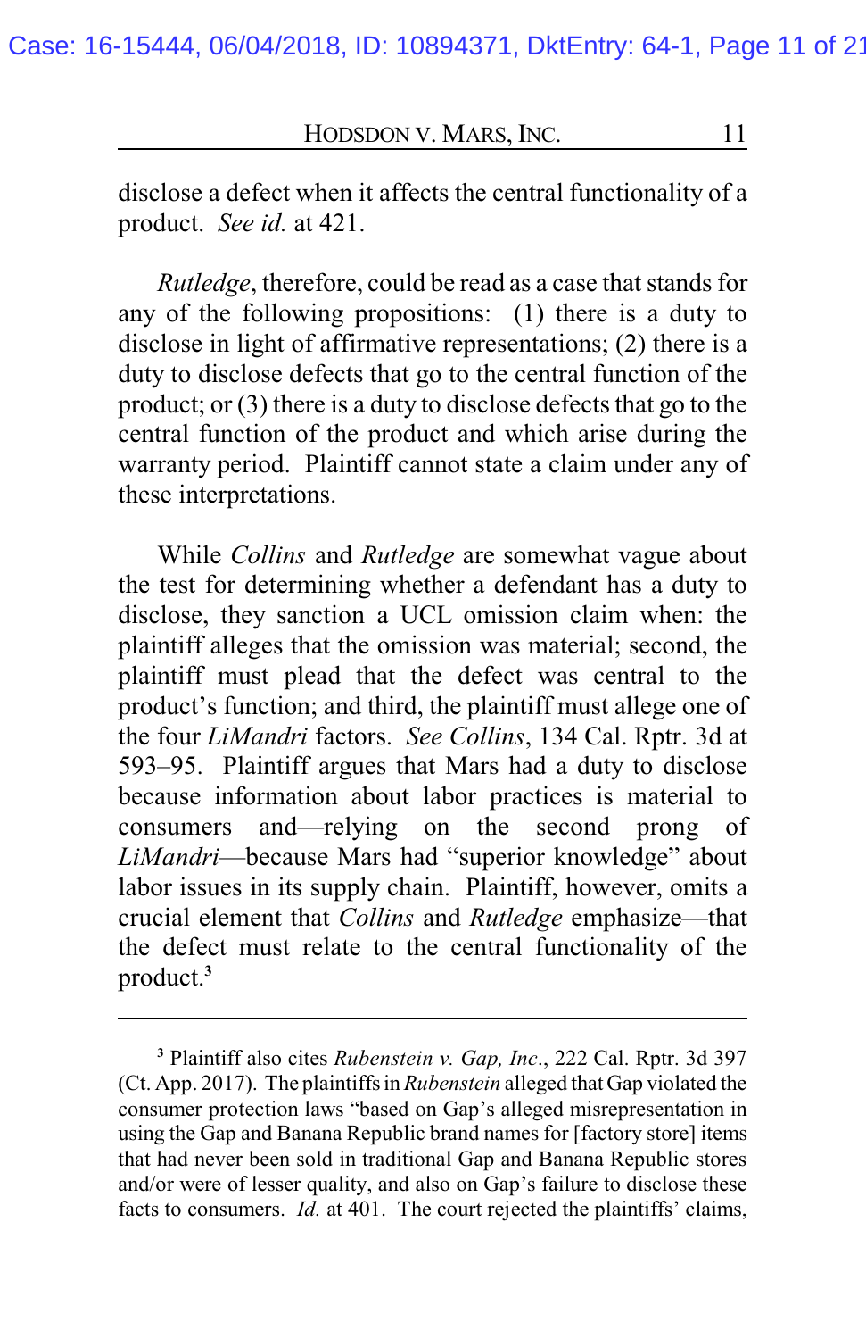disclose a defect when it affects the central functionality of a product. *See id.* at 421.

*Rutledge*, therefore, could be read as a case that stands for any of the following propositions: (1) there is a duty to disclose in light of affirmative representations; (2) there is a duty to disclose defects that go to the central function of the product; or (3) there is a duty to disclose defects that go to the central function of the product and which arise during the warranty period. Plaintiff cannot state a claim under any of these interpretations.

While *Collins* and *Rutledge* are somewhat vague about the test for determining whether a defendant has a duty to disclose, they sanction a UCL omission claim when: the plaintiff alleges that the omission was material; second, the plaintiff must plead that the defect was central to the product's function; and third, the plaintiff must allege one of the four *LiMandri* factors. *See Collins*, 134 Cal. Rptr. 3d at 593–95. Plaintiff argues that Mars had a duty to disclose because information about labor practices is material to consumers and—relying on the second prong of *LiMandri*—because Mars had "superior knowledge" about labor issues in its supply chain. Plaintiff, however, omits a crucial element that *Collins* and *Rutledge* emphasize—that the defect must relate to the central functionality of the product.[3]

---

[3] Plaintiff also cites *Rubenstein v. Gap, Inc.*, 222 Cal. Rptr. 3d 397 (Ct. App. 2017). The plaintiffs in *Rubenstein* alleged that Gap violated the consumer protection laws "based on Gap's alleged misrepresentation in using the Gap and Banana Republic brand names for [factory store] items that had never been sold in traditional Gap and Banana Republic stores and/or were of lesser quality, and also on Gap's failure to disclose these facts to consumers. *Id.* at 401. The court rejected the plaintiffs' claims,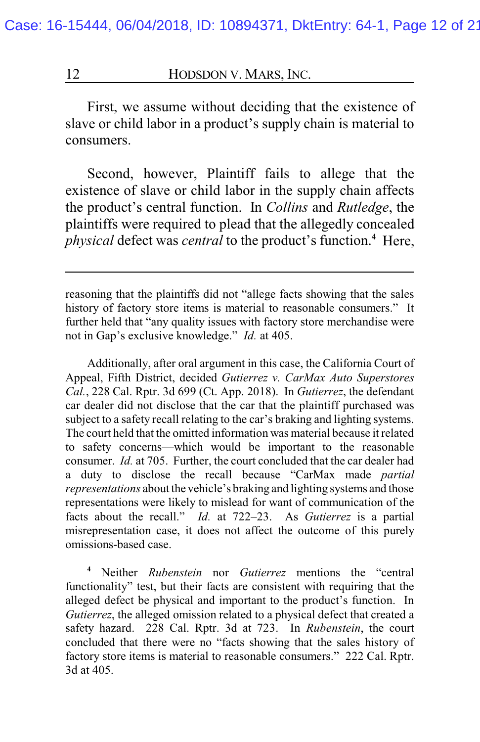First, we assume without deciding that the existence of slave or child labor in a product's supply chain is material to consumers.

Second, however, Plaintiff fails to allege that the existence of slave or child labor in the supply chain affects the product's central function. In *Collins* and *Rutledge*, the plaintiffs were required to plead that the allegedly concealed *physical* defect was *central* to the product's function.[4] Here,

---

reasoning that the plaintiffs did not "allege facts showing that the sales history of factory store items is material to reasonable consumers." It further held that "any quality issues with factory store merchandise were not in Gap's exclusive knowledge." *Id.* at 405.

Additionally, after oral argument in this case, the California Court of Appeal, Fifth District, decided *Gutierrez v. CarMax Auto Superstores Cal.*, 228 Cal. Rptr. 3d 699 (Ct. App. 2018). In *Gutierrez*, the defendant car dealer did not disclose that the car that the plaintiff purchased was subject to a safety recall relating to the car's braking and lighting systems. The court held that the omitted information was material because it related to safety concerns—which would be important to the reasonable consumer. *Id.* at 705. Further, the court concluded that the car dealer had a duty to disclose the recall because "CarMax made *partial representations* about the vehicle's braking and lighting systems and those representations were likely to mislead for want of communication of the facts about the recall." *Id.* at 722–23. As *Gutierrez* is a partial misrepresentation case, it does not affect the outcome of this purely omissions-based case.

[4] Neither *Rubenstein* nor *Gutierrez* mentions the "central functionality" test, but their facts are consistent with requiring that the alleged defect be physical and important to the product's function. In *Gutierrez*, the alleged omission related to a physical defect that created a safety hazard. 228 Cal. Rptr. 3d at 723. In *Rubenstein*, the court concluded that there were no "facts showing that the sales history of factory store items is material to reasonable consumers." 222 Cal. Rptr. 3d at 405.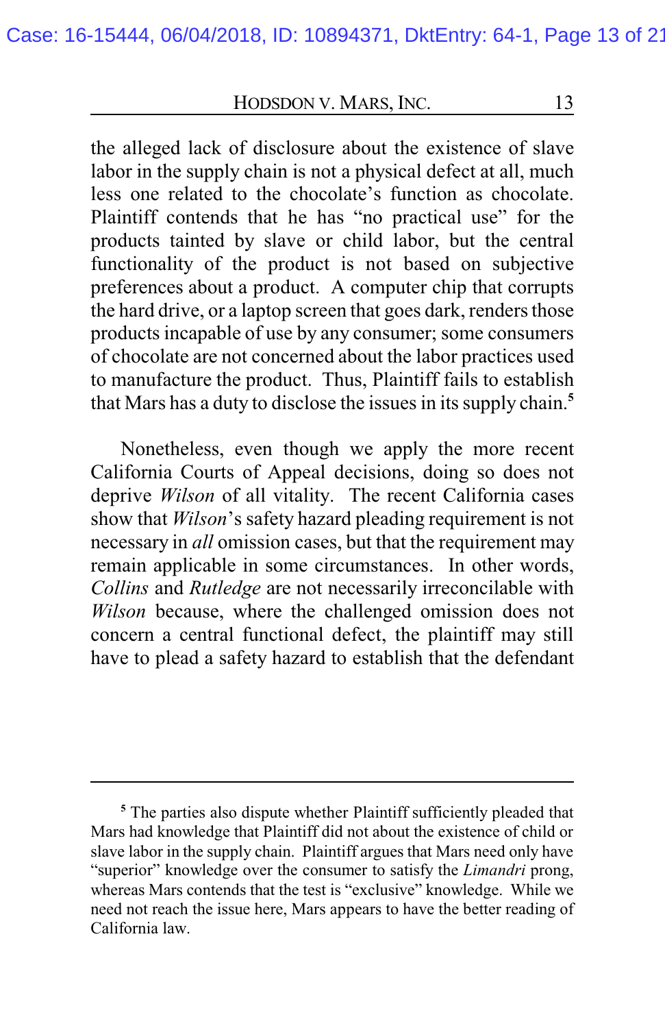the alleged lack of disclosure about the existence of slave labor in the supply chain is not a physical defect at all, much less one related to the chocolate's function as chocolate. Plaintiff contends that he has "no practical use" for the products tainted by slave or child labor, but the central functionality of the product is not based on subjective preferences about a product. A computer chip that corrupts the hard drive, or a laptop screen that goes dark, renders those products incapable of use by any consumer; some consumers of chocolate are not concerned about the labor practices used to manufacture the product. Thus, Plaintiff fails to establish that Mars has a duty to disclose the issues in its supply chain.[5]

Nonetheless, even though we apply the more recent California Courts of Appeal decisions, doing so does not deprive *Wilson* of all vitality. The recent California cases show that *Wilson*'s safety hazard pleading requirement is not necessary in *all* omission cases, but that the requirement may remain applicable in some circumstances. In other words, *Collins* and *Rutledge* are not necessarily irreconcilable with *Wilson* because, where the challenged omission does not concern a central functional defect, the plaintiff may still have to plead a safety hazard to establish that the defendant

---

[5] The parties also dispute whether Plaintiff sufficiently pleaded that Mars had knowledge that Plaintiff did not about the existence of child or slave labor in the supply chain. Plaintiff argues that Mars need only have "superior" knowledge over the consumer to satisfy the *Limandri* prong, whereas Mars contends that the test is "exclusive" knowledge. While we need not reach the issue here, Mars appears to have the better reading of California law.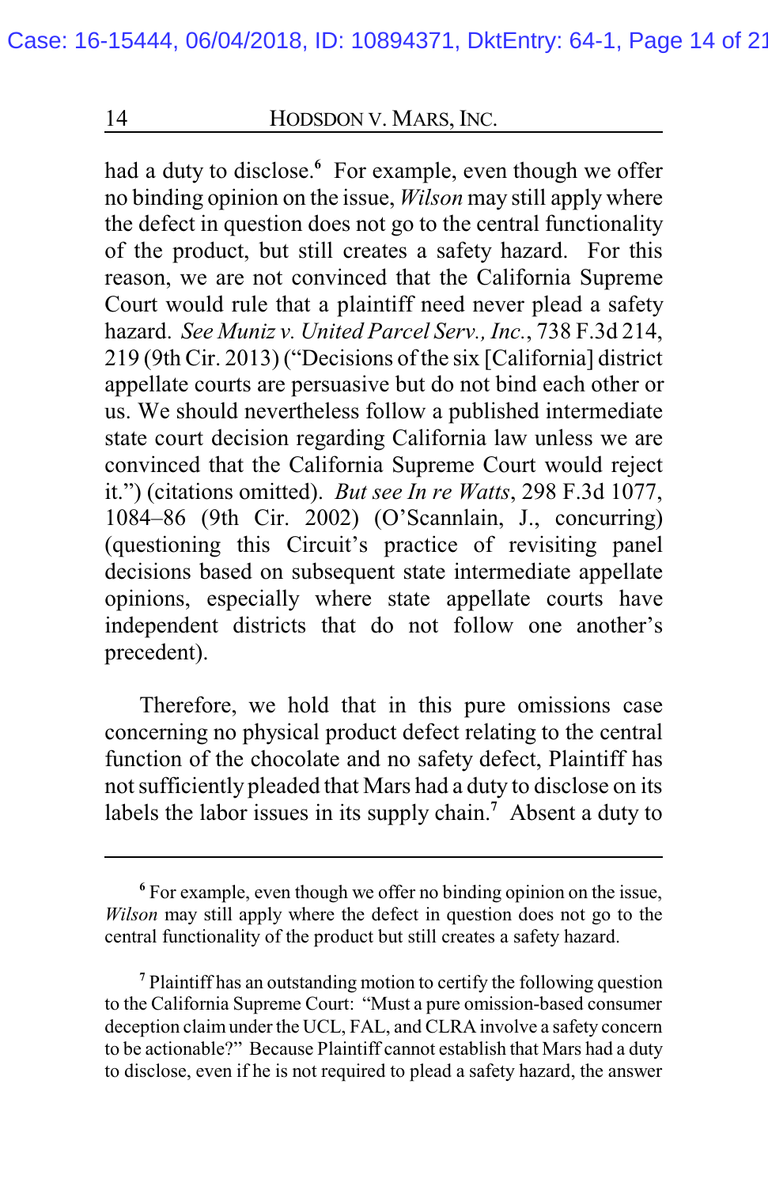had a duty to disclose.[6] For example, even though we offer no binding opinion on the issue, *Wilson* may still apply where the defect in question does not go to the central functionality of the product, but still creates a safety hazard. For this reason, we are not convinced that the California Supreme Court would rule that a plaintiff need never plead a safety hazard. *See Muniz v. United Parcel Serv., Inc.*, 738 F.3d 214, 219 (9th Cir. 2013) ("Decisions of the six [California] district appellate courts are persuasive but do not bind each other or us. We should nevertheless follow a published intermediate state court decision regarding California law unless we are convinced that the California Supreme Court would reject it.") (citations omitted). *But see In re Watts*, 298 F.3d 1077, 1084–86 (9th Cir. 2002) (O'Scannlain, J., concurring) (questioning this Circuit's practice of revisiting panel decisions based on subsequent state intermediate appellate opinions, especially where state appellate courts have independent districts that do not follow one another's precedent).

Therefore, we hold that in this pure omissions case concerning no physical product defect relating to the central function of the chocolate and no safety defect, Plaintiff has not sufficiently pleaded that Mars had a duty to disclose on its labels the labor issues in its supply chain.[7] Absent a duty to

---

[6] For example, even though we offer no binding opinion on the issue, *Wilson* may still apply where the defect in question does not go to the central functionality of the product but still creates a safety hazard.

[7] Plaintiff has an outstanding motion to certify the following question to the California Supreme Court: "Must a pure omission-based consumer deception claim under the UCL, FAL, and CLRA involve a safety concern to be actionable?" Because Plaintiff cannot establish that Mars had a duty to disclose, even if he is not required to plead a safety hazard, the answer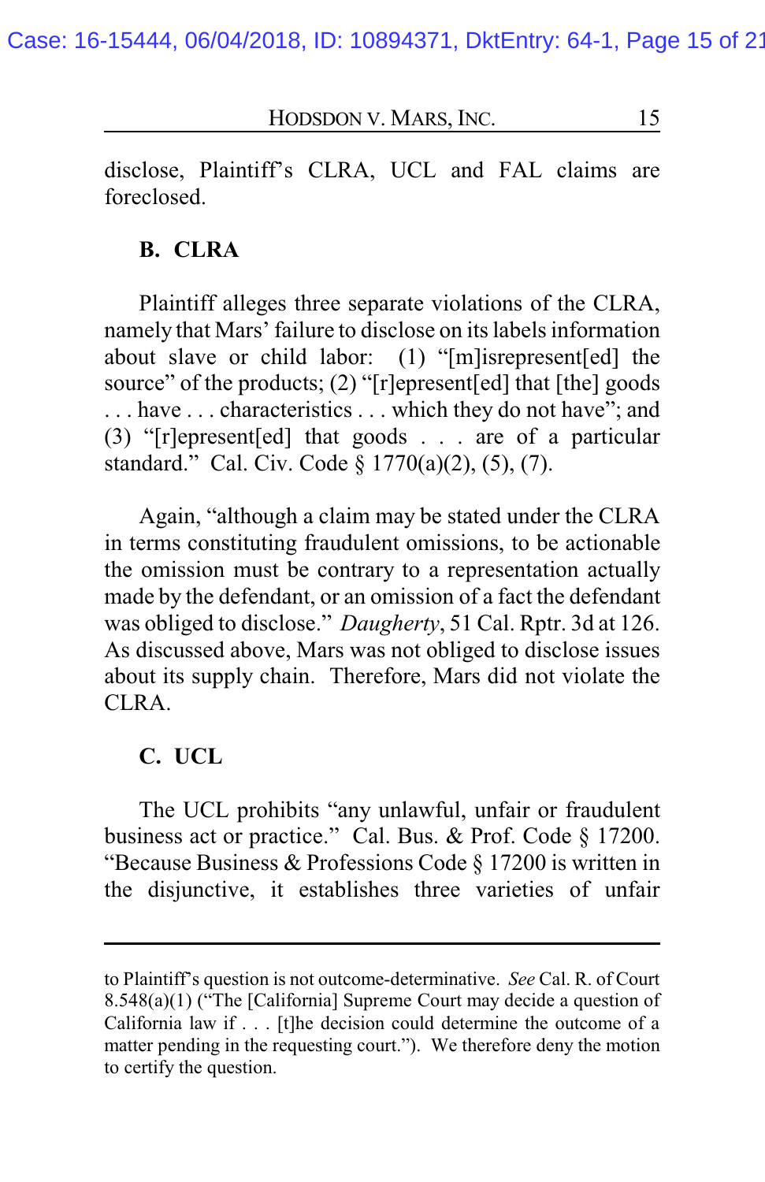disclose, Plaintiff's CLRA, UCL and FAL claims are foreclosed.

### B. CLRA

Plaintiff alleges three separate violations of the CLRA, namely that Mars' failure to disclose on its labels information about slave or child labor: (1) "[m]isrepresent[ed] the source" of the products; (2) "[r]epresent[ed] that [the] goods . . . have . . . characteristics . . . which they do not have"; and (3) "[r]epresent[ed] that goods . . . are of a particular standard." Cal. Civ. Code § 1770(a)(2), (5), (7).

Again, "although a claim may be stated under the CLRA in terms constituting fraudulent omissions, to be actionable the omission must be contrary to a representation actually made by the defendant, or an omission of a fact the defendant was obliged to disclose." *Daugherty*, 51 Cal. Rptr. 3d at 126. As discussed above, Mars was not obliged to disclose issues about its supply chain. Therefore, Mars did not violate the CLRA.

### C. UCL

The UCL prohibits "any unlawful, unfair or fraudulent business act or practice." Cal. Bus. & Prof. Code § 17200. "Because Business & Professions Code § 17200 is written in the disjunctive, it establishes three varieties of unfair

---

to Plaintiff's question is not outcome-determinative. *See* Cal. R. of Court 8.548(a)(1) ("The [California] Supreme Court may decide a question of California law if . . . [t]he decision could determine the outcome of a matter pending in the requesting court."). We therefore deny the motion to certify the question.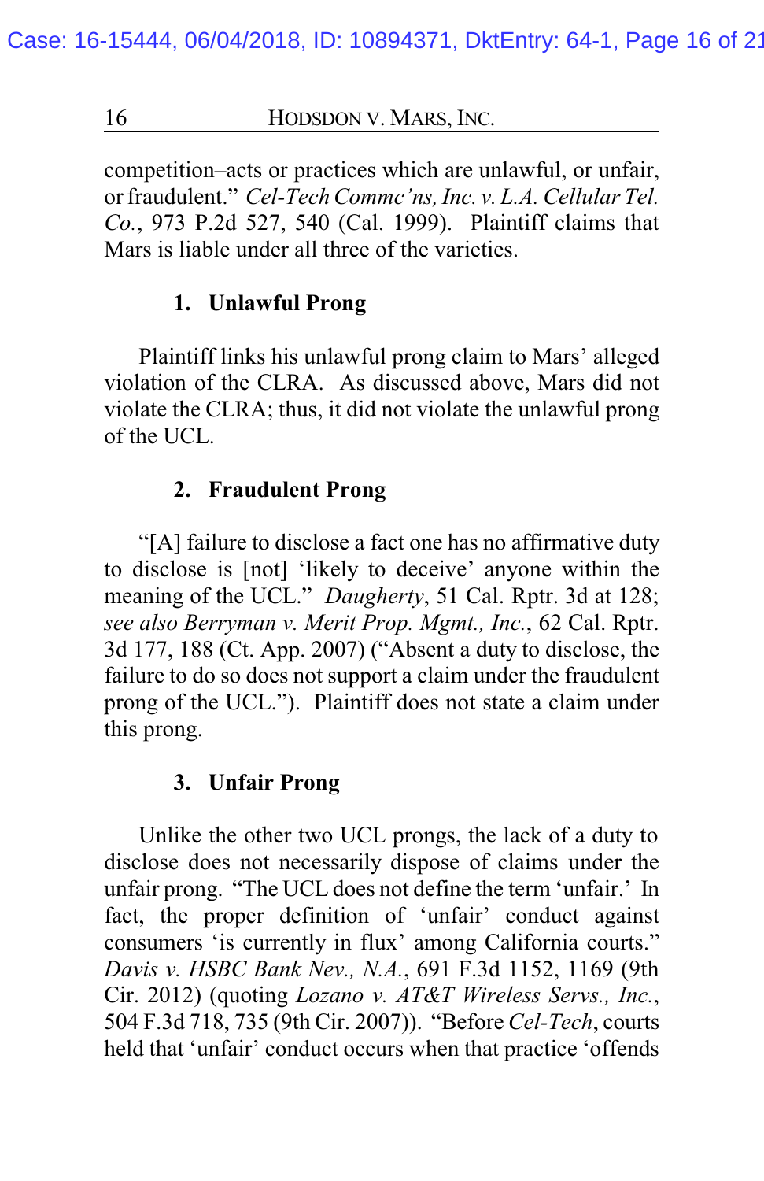competition–acts or practices which are unlawful, or unfair, or fraudulent." *Cel-Tech Commc'ns, Inc. v. L.A. Cellular Tel. Co.*, 973 P.2d 527, 540 (Cal. 1999). Plaintiff claims that Mars is liable under all three of the varieties.

### 1. Unlawful Prong

Plaintiff links his unlawful prong claim to Mars' alleged violation of the CLRA. As discussed above, Mars did not violate the CLRA; thus, it did not violate the unlawful prong of the UCL.

### 2. Fraudulent Prong

"[A] failure to disclose a fact one has no affirmative duty to disclose is [not] 'likely to deceive' anyone within the meaning of the UCL." *Daugherty*, 51 Cal. Rptr. 3d at 128; *see also Berryman v. Merit Prop. Mgmt., Inc.*, 62 Cal. Rptr. 3d 177, 188 (Ct. App. 2007) ("Absent a duty to disclose, the failure to do so does not support a claim under the fraudulent prong of the UCL."). Plaintiff does not state a claim under this prong.

### 3. Unfair Prong

Unlike the other two UCL prongs, the lack of a duty to disclose does not necessarily dispose of claims under the unfair prong. "The UCL does not define the term 'unfair.' In fact, the proper definition of 'unfair' conduct against consumers 'is currently in flux' among California courts." *Davis v. HSBC Bank Nev., N.A.*, 691 F.3d 1152, 1169 (9th Cir. 2012) (quoting *Lozano v. AT&T Wireless Servs., Inc.*, 504 F.3d 718, 735 (9th Cir. 2007)). "Before *Cel-Tech*, courts held that 'unfair' conduct occurs when that practice 'offends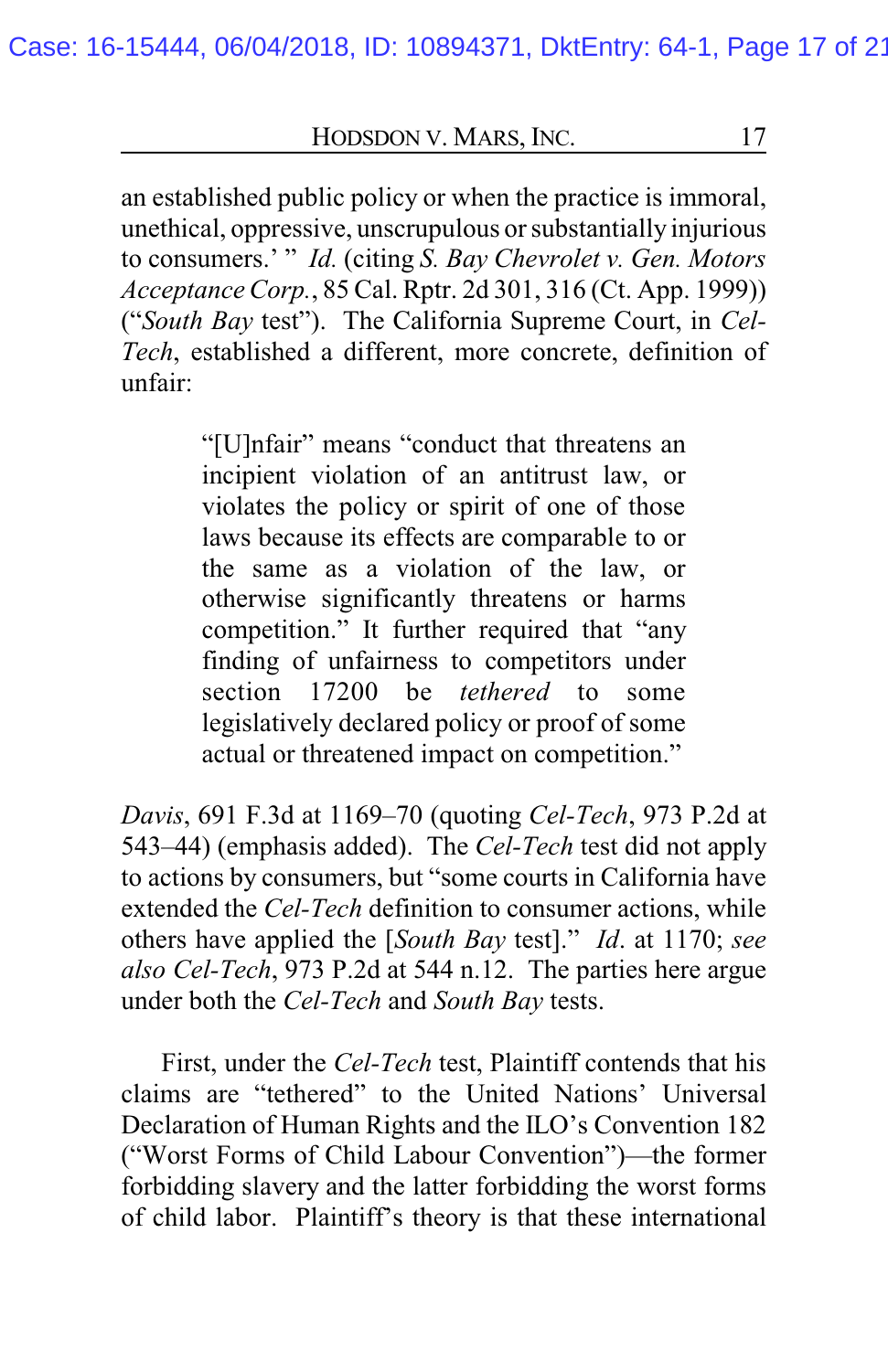an established public policy or when the practice is immoral, unethical, oppressive, unscrupulous or substantially injurious to consumers.' " *Id.* (citing *S. Bay Chevrolet v. Gen. Motors Acceptance Corp.*, 85 Cal. Rptr. 2d 301, 316 (Ct. App. 1999)) ("*South Bay* test"). The California Supreme Court, in *Cel-Tech*, established a different, more concrete, definition of unfair:

> "[U]nfair" means "conduct that threatens an incipient violation of an antitrust law, or violates the policy or spirit of one of those laws because its effects are comparable to or the same as a violation of the law, or otherwise significantly threatens or harms competition." It further required that "any finding of unfairness to competitors under section 17200 be *tethered* to some legislatively declared policy or proof of some actual or threatened impact on competition."

*Davis*, 691 F.3d at 1169–70 (quoting *Cel-Tech*, 973 P.2d at 543–44) (emphasis added). The *Cel-Tech* test did not apply to actions by consumers, but "some courts in California have extended the *Cel-Tech* definition to consumer actions, while others have applied the [*South Bay* test]." *Id*. at 1170; *see also Cel-Tech*, 973 P.2d at 544 n.12. The parties here argue under both the *Cel-Tech* and *South Bay* tests.

First, under the *Cel-Tech* test, Plaintiff contends that his claims are "tethered" to the United Nations' Universal Declaration of Human Rights and the ILO's Convention 182 ("Worst Forms of Child Labour Convention")—the former forbidding slavery and the latter forbidding the worst forms of child labor. Plaintiff's theory is that these international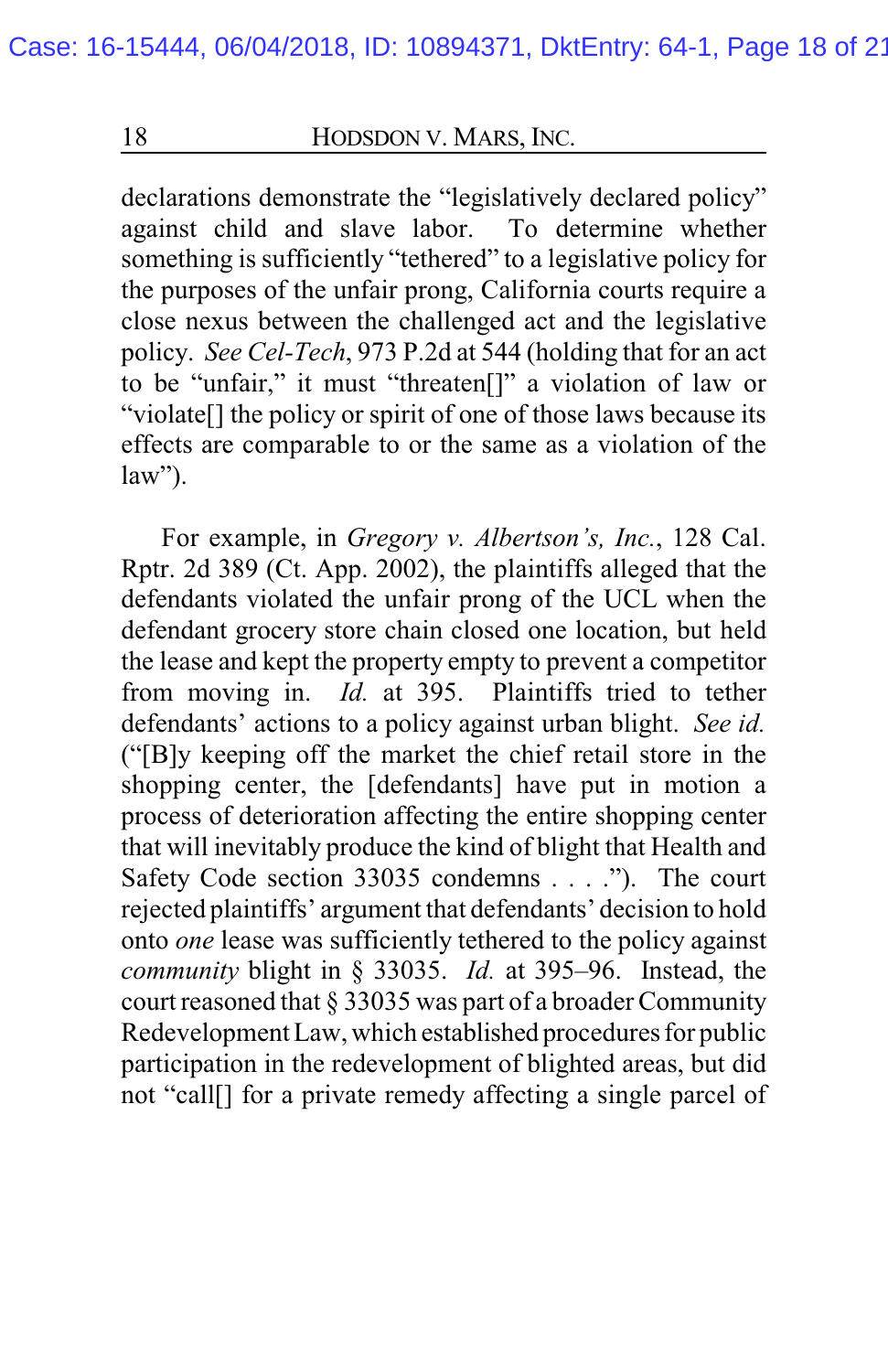declarations demonstrate the "legislatively declared policy" against child and slave labor. To determine whether something is sufficiently "tethered" to a legislative policy for the purposes of the unfair prong, California courts require a close nexus between the challenged act and the legislative policy. *See Cel-Tech*, 973 P.2d at 544 (holding that for an act to be "unfair," it must "threaten[]" a violation of law or "violate[] the policy or spirit of one of those laws because its effects are comparable to or the same as a violation of the law").

For example, in *Gregory v. Albertson's, Inc.*, 128 Cal. Rptr. 2d 389 (Ct. App. 2002), the plaintiffs alleged that the defendants violated the unfair prong of the UCL when the defendant grocery store chain closed one location, but held the lease and kept the property empty to prevent a competitor from moving in. *Id.* at 395. Plaintiffs tried to tether defendants' actions to a policy against urban blight. *See id.* ("[B]y keeping off the market the chief retail store in the shopping center, the [defendants] have put in motion a process of deterioration affecting the entire shopping center that will inevitably produce the kind of blight that Health and Safety Code section 33035 condemns . . . ."). The court rejected plaintiffs' argument that defendants' decision to hold onto *one* lease was sufficiently tethered to the policy against *community* blight in § 33035. *Id.* at 395–96. Instead, the court reasoned that § 33035 was part of a broader Community Redevelopment Law, which established procedures for public participation in the redevelopment of blighted areas, but did not "call[] for a private remedy affecting a single parcel of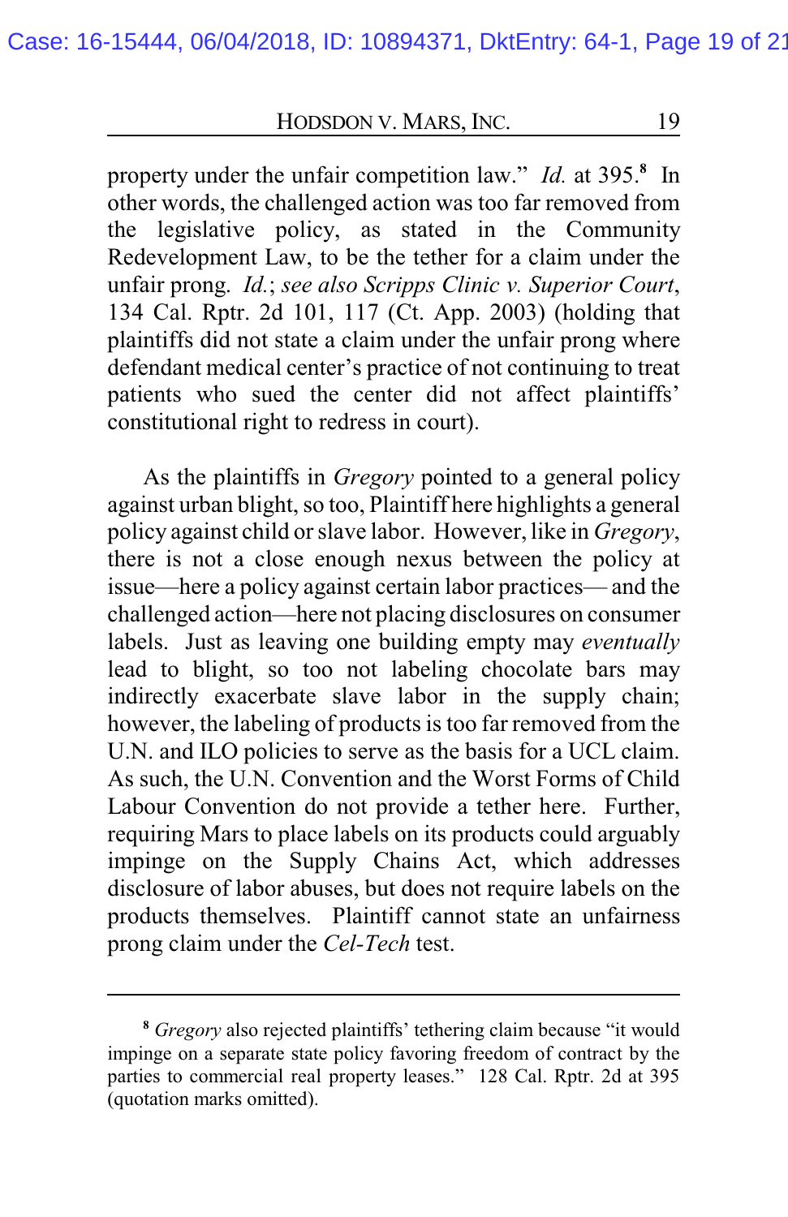property under the unfair competition law." *Id.* at 395.[8] In other words, the challenged action was too far removed from the legislative policy, as stated in the Community Redevelopment Law, to be the tether for a claim under the unfair prong. *Id.*; *see also Scripps Clinic v. Superior Court*, 134 Cal. Rptr. 2d 101, 117 (Ct. App. 2003) (holding that plaintiffs did not state a claim under the unfair prong where defendant medical center's practice of not continuing to treat patients who sued the center did not affect plaintiffs' constitutional right to redress in court).

As the plaintiffs in *Gregory* pointed to a general policy against urban blight, so too, Plaintiff here highlights a general policy against child or slave labor. However, like in *Gregory*, there is not a close enough nexus between the policy at issue—here a policy against certain labor practices— and the challenged action—here not placing disclosures on consumer labels. Just as leaving one building empty may *eventually* lead to blight, so too not labeling chocolate bars may indirectly exacerbate slave labor in the supply chain; however, the labeling of products is too far removed from the U.N. and ILO policies to serve as the basis for a UCL claim. As such, the U.N. Convention and the Worst Forms of Child Labour Convention do not provide a tether here. Further, requiring Mars to place labels on its products could arguably impinge on the Supply Chains Act, which addresses disclosure of labor abuses, but does not require labels on the products themselves. Plaintiff cannot state an unfairness prong claim under the *Cel-Tech* test.

---

[8] *Gregory* also rejected plaintiffs' tethering claim because "it would impinge on a separate state policy favoring freedom of contract by the parties to commercial real property leases." 128 Cal. Rptr. 2d at 395 (quotation marks omitted).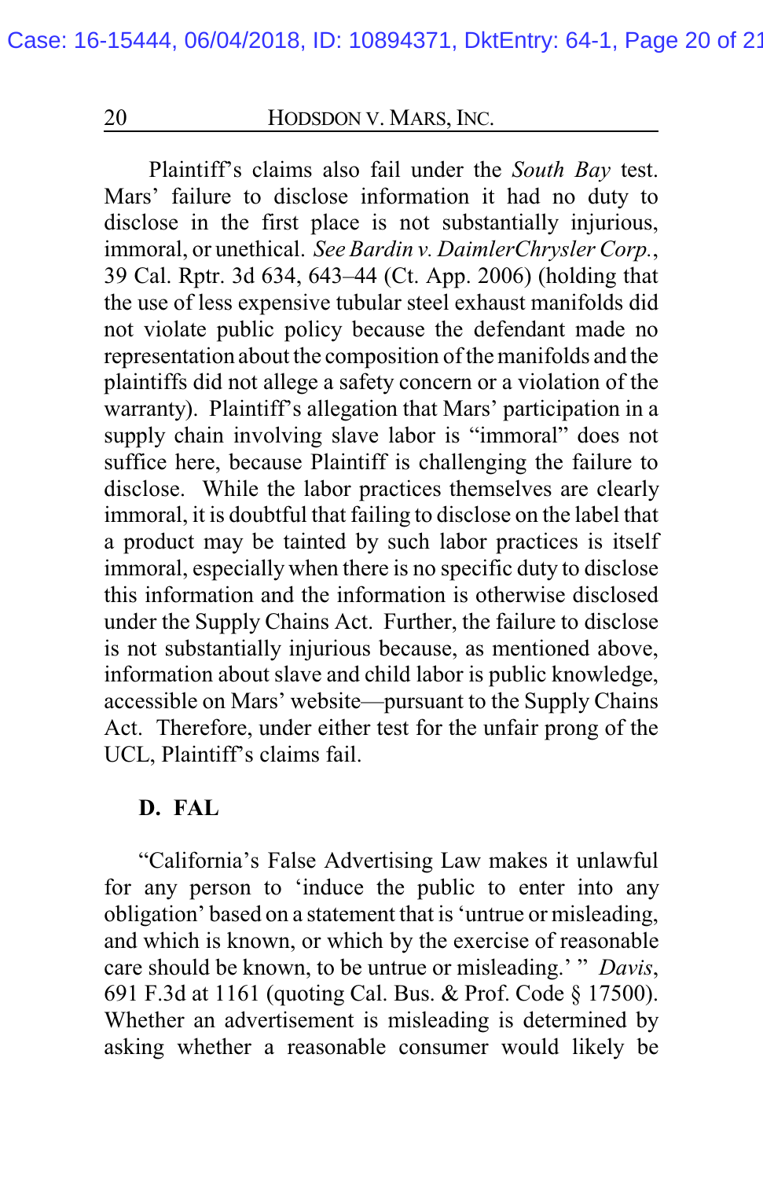Plaintiff's claims also fail under the *South Bay* test. Mars' failure to disclose information it had no duty to disclose in the first place is not substantially injurious, immoral, or unethical. *See Bardin v. DaimlerChrysler Corp.*, 39 Cal. Rptr. 3d 634, 643–44 (Ct. App. 2006) (holding that the use of less expensive tubular steel exhaust manifolds did not violate public policy because the defendant made no representation about the composition of the manifolds and the plaintiffs did not allege a safety concern or a violation of the warranty). Plaintiff's allegation that Mars' participation in a supply chain involving slave labor is "immoral" does not suffice here, because Plaintiff is challenging the failure to disclose. While the labor practices themselves are clearly immoral, it is doubtful that failing to disclose on the label that a product may be tainted by such labor practices is itself immoral, especially when there is no specific duty to disclose this information and the information is otherwise disclosed under the Supply Chains Act. Further, the failure to disclose is not substantially injurious because, as mentioned above, information about slave and child labor is public knowledge, accessible on Mars' website—pursuant to the Supply Chains Act. Therefore, under either test for the unfair prong of the UCL, Plaintiff's claims fail.

### D. FAL

"California's False Advertising Law makes it unlawful for any person to 'induce the public to enter into any obligation' based on a statement that is 'untrue or misleading, and which is known, or which by the exercise of reasonable care should be known, to be untrue or misleading.' " *Davis*, 691 F.3d at 1161 (quoting Cal. Bus. & Prof. Code § 17500). Whether an advertisement is misleading is determined by asking whether a reasonable consumer would likely be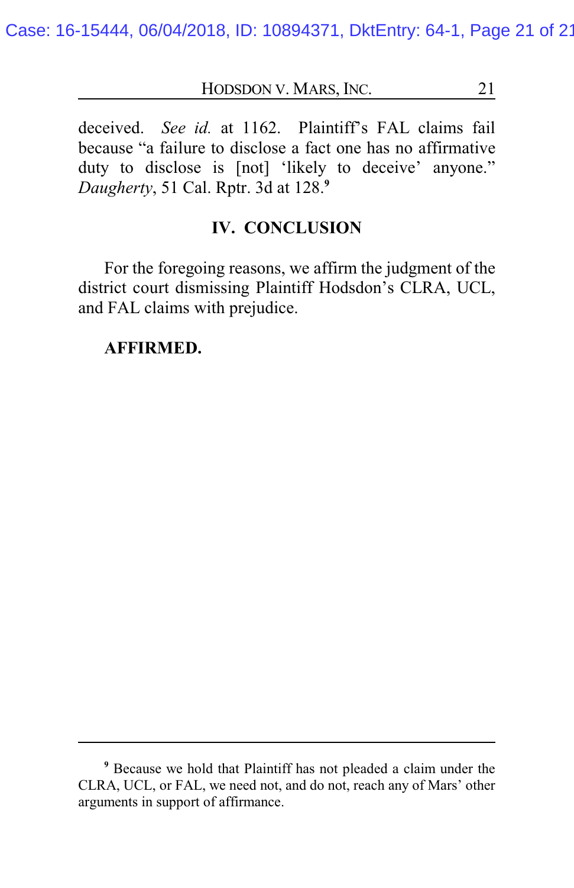deceived. *See id.* at 1162. Plaintiff's FAL claims fail because "a failure to disclose a fact one has no affirmative duty to disclose is [not] 'likely to deceive' anyone." *Daugherty*, 51 Cal. Rptr. 3d at 128.[9]

## IV. CONCLUSION

For the foregoing reasons, we affirm the judgment of the district court dismissing Plaintiff Hodsdon's CLRA, UCL, and FAL claims with prejudice.

**AFFIRMED.**

---

[9] Because we hold that Plaintiff has not pleaded a claim under the CLRA, UCL, or FAL, we need not, and do not, reach any of Mars' other arguments in support of affirmance.